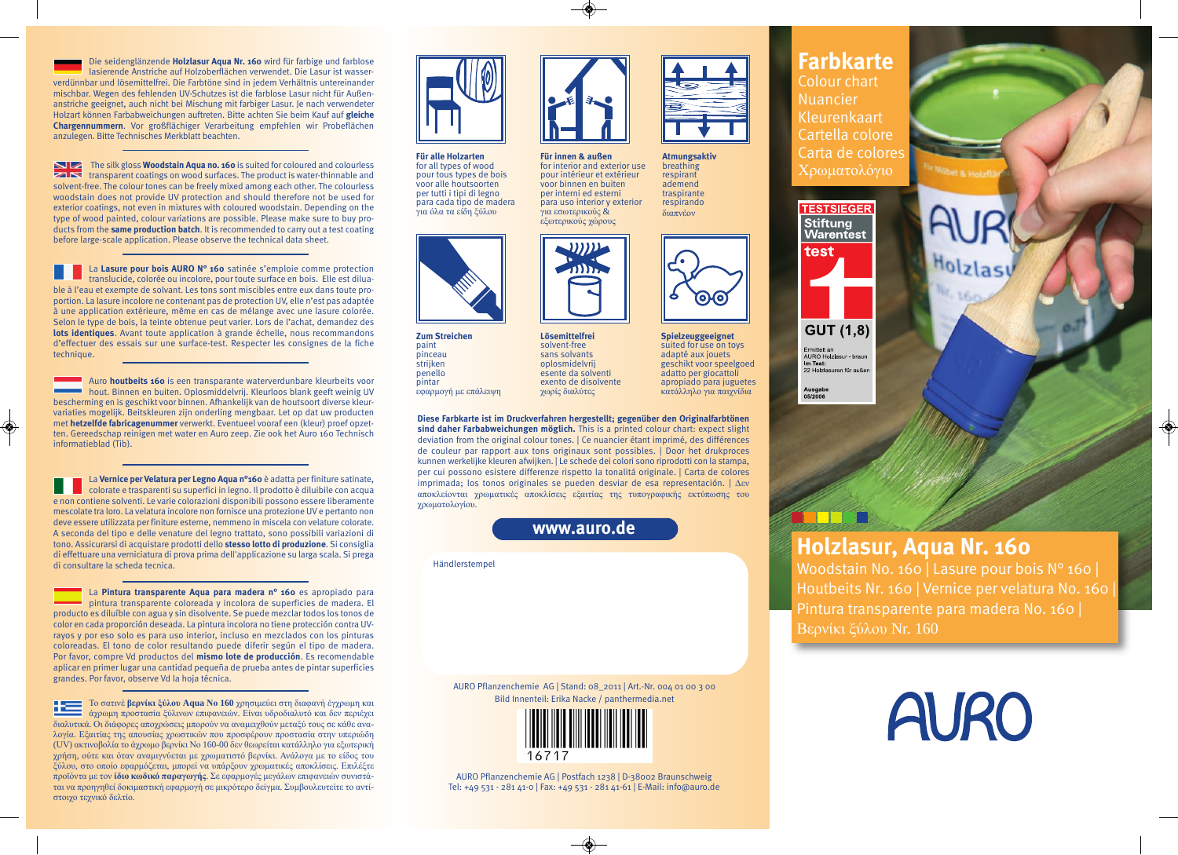Die seidenglänzende **Holzlasur Aqua Nr. 160** wird für farbige und farblose lasierende Anstriche auf Holzoberflächen verwendet. Die Lasur ist wasserverdünnbar und lösemittelfrei. Die Farbtöne sind in jedem Verhältnis untereinander mischbar. Wegen des fehlenden UV-Schutzes ist die farblose Lasur nicht für Außenanstriche geeignet, auch nicht bei Mischung mit farbiger Lasur. Je nach verwendeter Holzart können Farbabweichungen auftreten. Bitte achten Sie beim Kauf auf **gleiche Chargennummern**. Vor großflächiger Verarbeitung empfehlen wir Probeflächen anzulegen. Bitte Technisches Merkblatt beachten.

The silk gloss **Woodstain Aqua no. 160** is suited for coloured and colourless transparent coatings on wood surfaces. The product is water-thinnable and solvent-free. The colour tones can be freely mixed among each other. The colourless woodstain does not provide UV protection and should therefore not be used for exterior coatings, not even in mixtures with coloured woodstain. Depending on the type of wood painted, colour variations are possible. Please make sure to buy products from the **same production batch**. It is recommended to carry out a test coating before large-scale application. Please observe the technical data sheet.

La **Lasure pour bois AURO N° 160** satinée s'emploie comme protection translucide, colorée ou incolore, pour toute surface en bois. Elle est diluable à l'eau et exempte de solvant. Les tons sont miscibles entre eux dans toute proportion. La lasure incolore ne contenant pas de protection UV, elle n'est pas adaptée à une application extérieure, même en cas de mélange avec une lasure colorée. Selon le type de bois, la teinte obtenue peut varier. Lors de l'achat, demandez des **lots identiques**. Avant toute application à grande échelle, nous recommandons d'effectuer des essais sur une surface-test. Respecter les consignes de la fiche technique.

Auro **houtbeits 160** is een transparante waterverdunbare kleurbeits voor hout. Binnen en buiten. Oplosmiddelvrij. Kleurloos blank geeft weinig UV bescherming en is geschikt voor binnen. Afhankelijk van de houtsoort diverse kleurvariaties mogelijk. Beitskleuren zijn onderling mengbaar. Let op dat uw producten met **hetzelfde fabricagenummer** verwerkt. Eventueel vooraf een (kleur) proef opzetten. Gereedschap reinigen met water en Auro zeep. Zie ook het Auro 160 Technisch informatieblad (Tib).

La **Vernice per Velatura per Legno Aqua n°160** è adatta per finiture satinate, colorate e trasparenti su superfici in legno. Il prodotto è diluibile con acqua e non contiene solventi. Le varie colorazioni disponibili possono essere liberamente mescolate tra loro. La velatura incolore non fornisce una protezione UV e pertanto non deve essere utilizzata per finiture esterne, nemmeno in miscela con velature colorate. A seconda del tipo e delle venature del legno trattato, sono possibili variazioni di tono. Assicurarsi di acquistare prodotti dello **stesso lotto di produzione**. Si consiglia di effettuare una verniciatura di prova prima dell'applicazione su larga scala. Si prega di consultare la scheda tecnica.

La **Pintura transparente Aqua para madera nº 160** es apropiado para pintura transparente coloreada y incolora de superficies de madera. El producto es diluíble con agua y sin disolvente. Se puede mezclar todos los tonos de color en cada proporción deseada. La pintura incolora no tiene protección contra UV-rayos y por eso solo es para uso interior, incluso en mezclados con las pinturas coloreadas. El tono de color resultando puede diferir según el tipe de madera. Por favor, compre Vd productos del **mismo lote de producción**. Es recomendable aplicar en primer lugar una cantidad pequeña de prueba antes de pintar superficies grandes. Por favor, observe Vd la hoja técnica.

Το σατινέ **βερνίκι ξύλου Aqua No 160** χρησιμεύει στη διαφανή έγχρωμη και άχρωμη προστασία ξύλινων επιφανειών. Είναι υδροδιαλυτό και δεν περιέχει διαλυτικά. Οι διάφορες αποχρώσεις μπορούν να αναμειχθούν μεταξύ τους σε κάθε αναλογία. Εξαιτίας της απουσίας χρωστικών που προσφέρουν προστασία στην υπεριώδη (UV) ακτινοβολία το άχρωμο βερνίκι No 160-00 δεν θεωρείται κατάλληλο για εξωτερική χρήση, ούτε και όταν αναμιγνύεται με χρωματιστό βερνίκι. Ανάλογα με το είδος του ξύλου, στο οποίο εφαρμόζεται, μπορεί να υπάρξουν χρωματικές αποκλίσεις. Επιλέξτε προϊόντα με τον **ίδιο κωδικό παραγωγής**. Σε εφαρμογές μεγάλων επιφανειών συνιστάται να προηγηθεί δοκιμαστική εφαρμογή σε μικρότερο δείγμα. Συμβουλευτείτε το αντίστοιχο τεχνικό δελτίο.

**Für alle Holzarten**
for all types of wood
pour tous types de bois
voor alle houtsoorten
per tutti i tipi di legno
para cada tipo de madera
για όλα τα είδη ξύλου

**Für innen & außen**
for interior and exterior use
pour intérieur et extérieur
voor binnen en buiten
per interni ed esterni
para uso interior y exterior
για εσωτερικούς & εξωτερικούς χώρους

**Atmungsaktiv**
breathing
respirant
ademend
traspirante
respirando
διαπνέον

**Zum Streichen**
paint
pinceau
strijken
penello
pintar
εφαρμογή με επάλειψη

**Lösemittelfrei**
solvent-free
sans solvants
oplosmiddelvrij
esente da solventi
exento de disolvente
χωρίς διαλύτες

**Spielzeuggeeignet**
suited for use on toys
adapté aux jouets
geschikt voor speelgoed
adatto per giocattoli
apropiado para juguetes
κατάλληλο για παιχνίδια

**Diese Farbkarte ist im Druckverfahren hergestellt; gegenüber den Originalfarbtönen sind daher Farbabweichungen möglich.** This is a printed colour chart: expect slight deviation from the original colour tones. | Ce nuancier étant imprimé, des différences de couleur par rapport aux tons originaux sont possibles. | Door het drukproces kunnen werkelijke kleuren afwijken. | Le schede dei colori sono riprodotti con la stampa, per cui possono esistere differenze rispetto la tonalità originale. | Carta de colores imprimada; los tonos originales se pueden desviar de esa representación. | Δεν αποκλείονται χρωματικές αποκλίσεις εξαιτίας της τυπογραφικής εκτύπωσης του χρωματολογίου.

**www.auro.de**

Händlerstempel

AURO Pflanzenchemie AG | Stand: 08_2011 | Art.-Nr. 004 01 00 3 00
Bild Innenteil: Erika Nacke / panthermedia.net

16717

AURO Pflanzenchemie AG | Postfach 1238 | D-38002 Braunschweig
Tel: +49 531 - 281 41-0 | Fax: +49 531 - 281 41-61 | E-Mail: info@auro.de

# Farbkarte

Colour chart
Nuancier
Kleurenkaart
Cartella colore
Carta de colores
Χρωματολόγιο

TESTSIEGER
Stiftung Warentest
test
GUT (1,8)
Ermittelt an AURO Holzlasur - braun
Im Test: 22 Holzlasuren für außen
Ausgabe 05/2006

## Holzlasur, Aqua Nr. 160

Woodstain No. 160 | Lasure pour bois Nº 160 | Houtbeits Nr. 160 | Vernice per velatura No. 160 | Pintura transparente para madera No. 160 | Βερνίκι ξύλου Nr. 160

AURO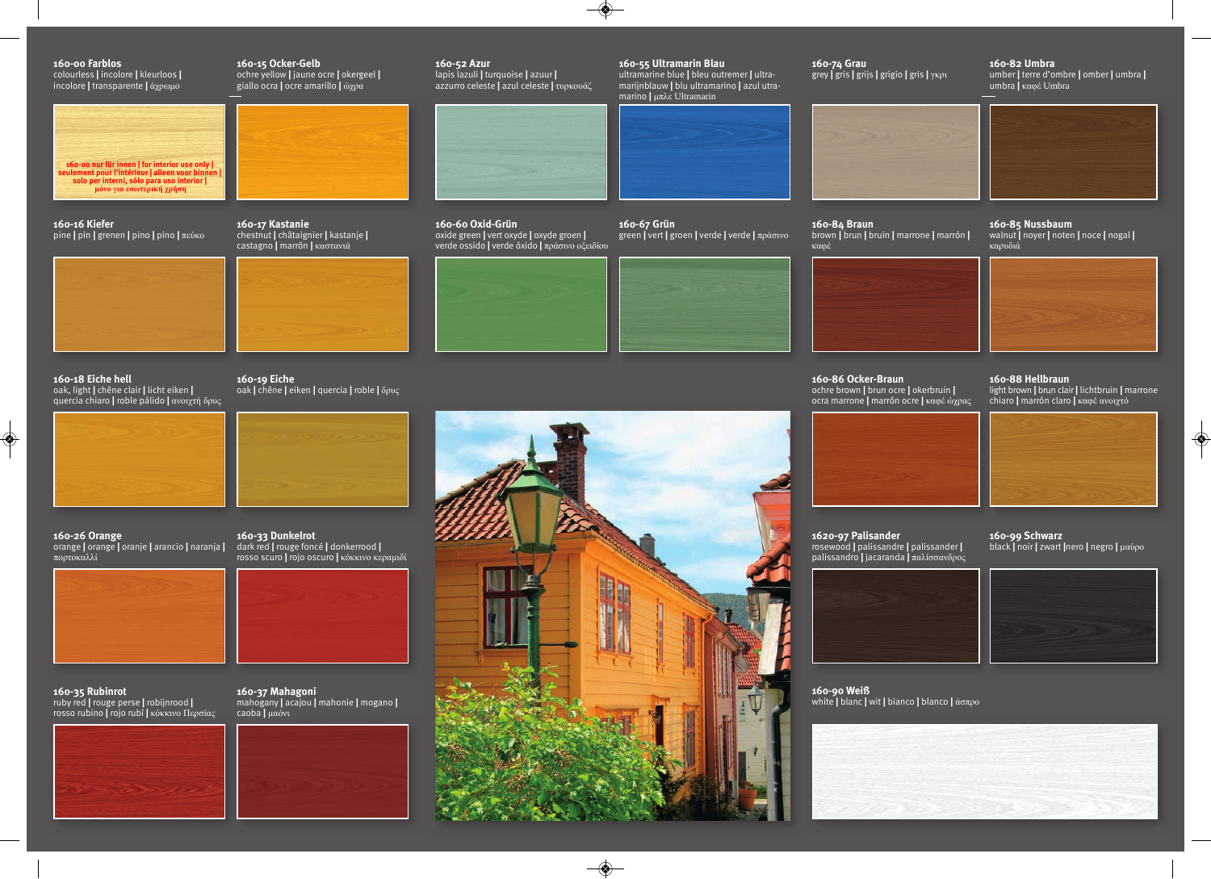**160-00 Farblos**
colourless | incolore | kleurloos | incolore | transparente | άχρωμο

160-00 nur für innen | for interior use only | seulement pour l'intérieur | alleen voor binnen | solo per interni, sólo para uso interior | μόνο για εσωτερική χρήση

**160-15 Ocker-Gelb**
ochre yellow | jaune ocre | okergeel | giallo ocra | ocre amarillo | ώχρα

**160-16 Kiefer**
pine | pin | grenen | pino | pino | πεύκο

**160-17 Kastanie**
chestnut | châtaignier | kastanje | castagno | marrón | καστανιά

**160-18 Eiche hell**
oak, light | chêne clair | licht eiken | quercia chiaro | roble pálido | ανοιχτή δρυς

**160-19 Eiche**
oak | chêne | eiken | quercia | roble | δρυς

**160-26 Orange**
orange | orange | oranje | arancio | naranja | πορτοκαλλί

**160-33 Dunkelrot**
dark red | rouge foncé | donkerrood | rosso scuro | rojo oscuro | κόκκινο κεραμιδί

**160-35 Rubinrot**
ruby red | rouge perse | robijnrood | rosso rubino | rojo rubí | κόκκινο Περσίας

**160-37 Mahagoni**
mahogany | acajou | mahonie | mogano | caoba | μαόνι

**160-52 Azur**
lapis lazuli | turquoise | azuur | azzurro celeste | azul celeste | τυρκουάζ

**160-55 Ultramarin Blau**
ultramarine blue | bleu outremer | ultra-marijnblauw | blu ultramarino | azul ultra-marino | μπλε Ultramarin

**160-60 Oxid-Grün**
oxide green | vert oxyde | oxyde groen | verde ossido | verde óxido | πράσινο οξειδίου

**160-67 Grün**
green | vert | groen | verde | verde | πράσινο

**160-74 Grau**
grey | gris | grijs | grigio | gris | γκρι

**160-82 Umbra**
umber | terre d'ombre | omber | umbra | umbra | καφέ Umbra

**160-84 Braun**
brown | brun | bruin | marrone | marrón | καφέ

**160-85 Nussbaum**
walnut | noyer | noten | noce | nogal | καρυδιά

**160-86 Ocker-Braun**
ochre brown | brun ocre | okerbruin | ocra marrone | marrón ocre | καφέ ώχρας

**160-88 Hellbraun**
light brown | brun clair | lichtbruin | marrone chiaro | marrón claro | καφέ ανοιχτό

**1620-97 Palisander**
rosewood | palissandre | palissander | palissandro | jacaranda | παλίσσανδρος

**160-99 Schwarz**
black | noir | zwart |nero | negro | μαύρο

**160-90 Weiß**
white | blanc | wit | bianco | blanco | άσπρο